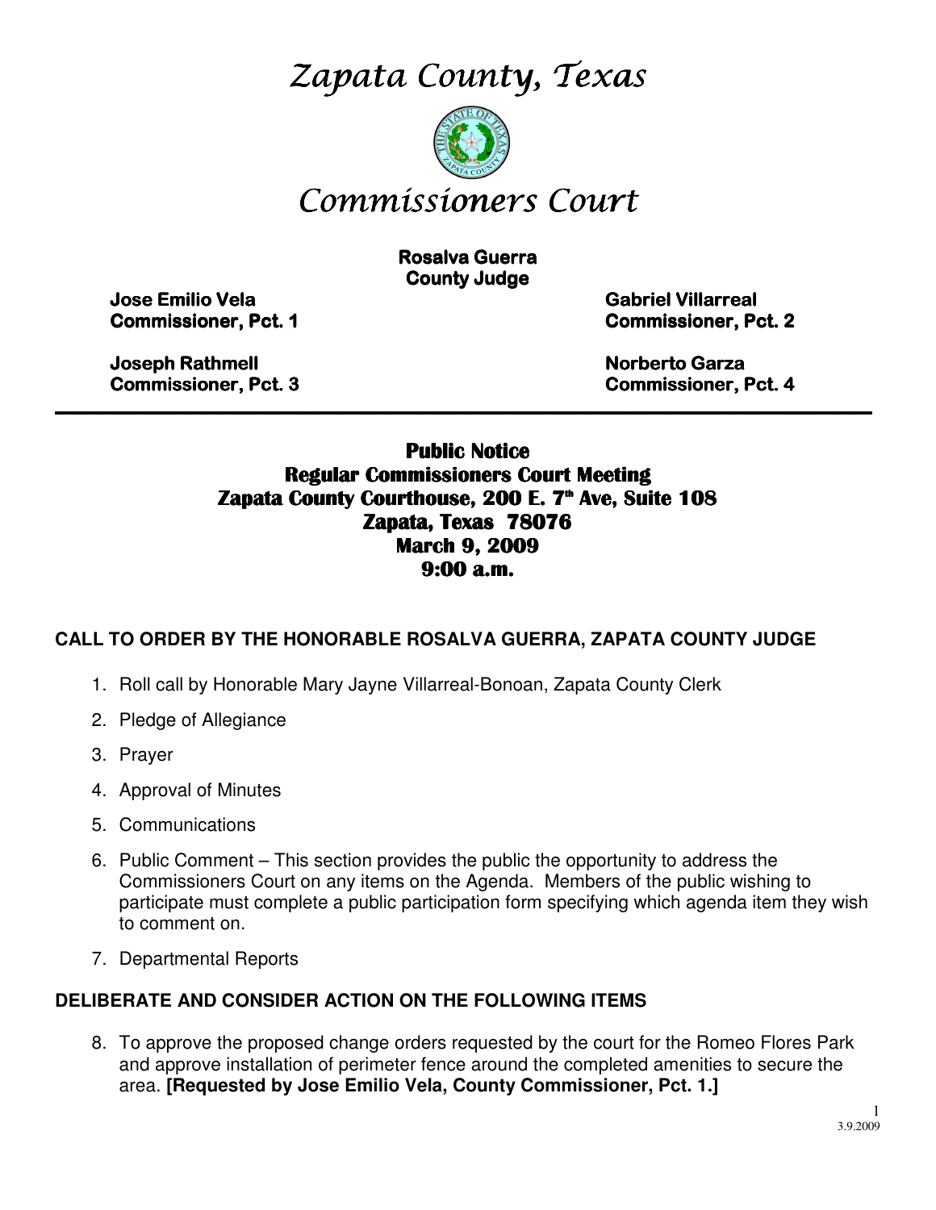# Zapata County, Texas

# Commissioners Court

**Rosalva Guerra**
**County Judge**

**Jose Emilio Vela**
**Commissioner, Pct. 1**

**Gabriel Villarreal**
**Commissioner, Pct. 2**

**Joseph Rathmell**
**Commissioner, Pct. 3**

**Norberto Garza**
**Commissioner, Pct. 4**

---

**Public Notice**
**Regular Commissioners Court Meeting**
**Zapata County Courthouse, 200 E. 7th Ave, Suite 108**
**Zapata, Texas 78076**
**March 9, 2009**
**9:00 a.m.**

**CALL TO ORDER BY THE HONORABLE ROSALVA GUERRA, ZAPATA COUNTY JUDGE**

1. Roll call by Honorable Mary Jayne Villarreal-Bonoan, Zapata County Clerk
2. Pledge of Allegiance
3. Prayer
4. Approval of Minutes
5. Communications
6. Public Comment – This section provides the public the opportunity to address the Commissioners Court on any items on the Agenda. Members of the public wishing to participate must complete a public participation form specifying which agenda item they wish to comment on.
7. Departmental Reports

**DELIBERATE AND CONSIDER ACTION ON THE FOLLOWING ITEMS**

8. To approve the proposed change orders requested by the court for the Romeo Flores Park and approve installation of perimeter fence around the completed amenities to secure the area. **[Requested by Jose Emilio Vela, County Commissioner, Pct. 1.]**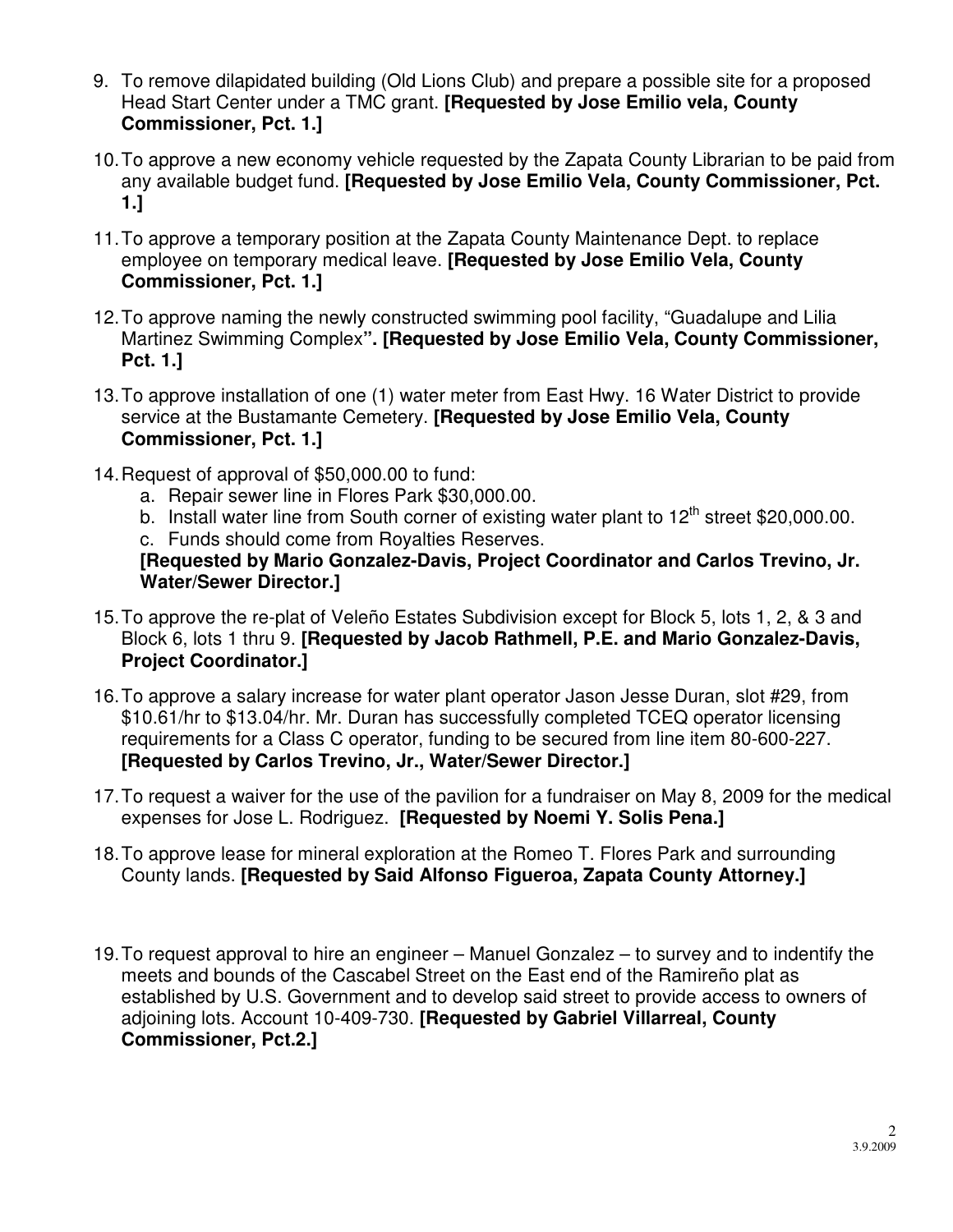9. To remove dilapidated building (Old Lions Club) and prepare a possible site for a proposed Head Start Center under a TMC grant. **[Requested by Jose Emilio vela, County Commissioner, Pct. 1.]**

10. To approve a new economy vehicle requested by the Zapata County Librarian to be paid from any available budget fund. **[Requested by Jose Emilio Vela, County Commissioner, Pct. 1.]**

11. To approve a temporary position at the Zapata County Maintenance Dept. to replace employee on temporary medical leave. **[Requested by Jose Emilio Vela, County Commissioner, Pct. 1.]**

12. To approve naming the newly constructed swimming pool facility, "Guadalupe and Lilia Martinez Swimming Complex**". [Requested by Jose Emilio Vela, County Commissioner, Pct. 1.]**

13. To approve installation of one (1) water meter from East Hwy. 16 Water District to provide service at the Bustamante Cemetery. **[Requested by Jose Emilio Vela, County Commissioner, Pct. 1.]**

14. Request of approval of $50,000.00 to fund:
    a. Repair sewer line in Flores Park $30,000.00.
    b. Install water line from South corner of existing water plant to 12th street $20,000.00.
    c. Funds should come from Royalties Reserves.

    **[Requested by Mario Gonzalez-Davis, Project Coordinator and Carlos Trevino, Jr. Water/Sewer Director.]**

15. To approve the re-plat of Veleño Estates Subdivision except for Block 5, lots 1, 2, & 3 and Block 6, lots 1 thru 9. **[Requested by Jacob Rathmell, P.E. and Mario Gonzalez-Davis, Project Coordinator.]**

16. To approve a salary increase for water plant operator Jason Jesse Duran, slot #29, from $10.61/hr to $13.04/hr. Mr. Duran has successfully completed TCEQ operator licensing requirements for a Class C operator, funding to be secured from line item 80-600-227. **[Requested by Carlos Trevino, Jr., Water/Sewer Director.]**

17. To request a waiver for the use of the pavilion for a fundraiser on May 8, 2009 for the medical expenses for Jose L. Rodriguez. **[Requested by Noemi Y. Solis Pena.]**

18. To approve lease for mineral exploration at the Romeo T. Flores Park and surrounding County lands. **[Requested by Said Alfonso Figueroa, Zapata County Attorney.]**

19. To request approval to hire an engineer – Manuel Gonzalez – to survey and to indentify the meets and bounds of the Cascabel Street on the East end of the Ramireño plat as established by U.S. Government and to develop said street to provide access to owners of adjoining lots. Account 10-409-730. **[Requested by Gabriel Villarreal, County Commissioner, Pct.2.]**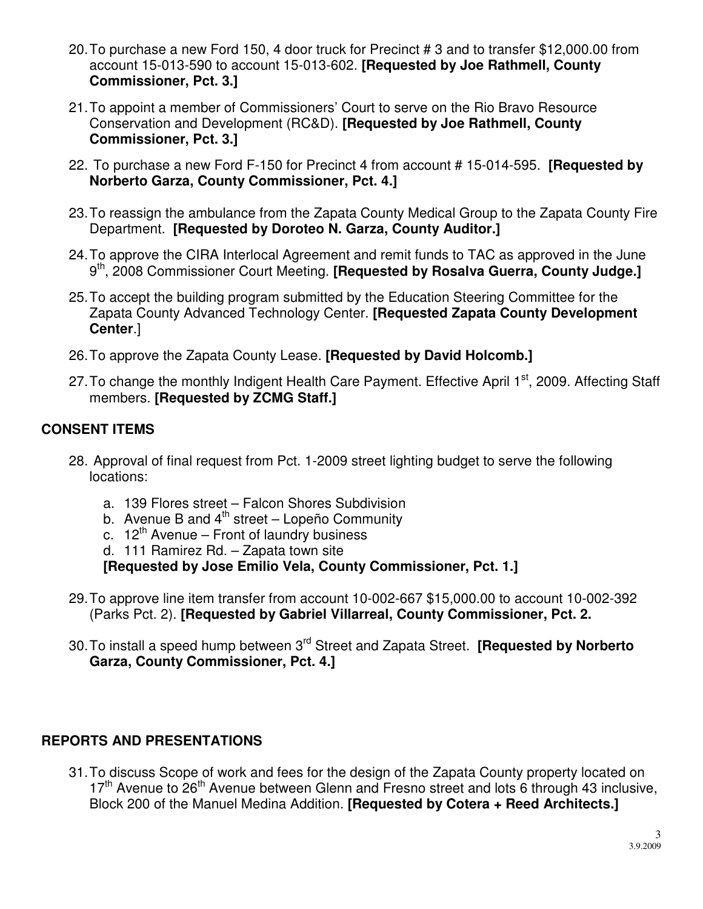20. To purchase a new Ford 150, 4 door truck for Precinct # 3 and to transfer $12,000.00 from account 15-013-590 to account 15-013-602. **[Requested by Joe Rathmell, County Commissioner, Pct. 3.]**

21. To appoint a member of Commissioners' Court to serve on the Rio Bravo Resource Conservation and Development (RC&D). **[Requested by Joe Rathmell, County Commissioner, Pct. 3.]**

22. To purchase a new Ford F-150 for Precinct 4 from account # 15-014-595. **[Requested by Norberto Garza, County Commissioner, Pct. 4.]**

23. To reassign the ambulance from the Zapata County Medical Group to the Zapata County Fire Department. **[Requested by Doroteo N. Garza, County Auditor.]**

24. To approve the CIRA Interlocal Agreement and remit funds to TAC as approved in the June 9th, 2008 Commissioner Court Meeting. **[Requested by Rosalva Guerra, County Judge.]**

25. To accept the building program submitted by the Education Steering Committee for the Zapata County Advanced Technology Center. **[Requested Zapata County Development Center**.]

26. To approve the Zapata County Lease. **[Requested by David Holcomb.]**

27. To change the monthly Indigent Health Care Payment. Effective April 1st, 2009. Affecting Staff members. **[Requested by ZCMG Staff.]**

## CONSENT ITEMS

28. Approval of final request from Pct. 1-2009 street lighting budget to serve the following locations:

    a. 139 Flores street – Falcon Shores Subdivision
    b. Avenue B and 4th street – Lopeño Community
    c. 12th Avenue – Front of laundry business
    d. 111 Ramirez Rd. – Zapata town site

    **[Requested by Jose Emilio Vela, County Commissioner, Pct. 1.]**

29. To approve line item transfer from account 10-002-667 $15,000.00 to account 10-002-392 (Parks Pct. 2). **[Requested by Gabriel Villarreal, County Commissioner, Pct. 2.**

30. To install a speed hump between 3rd Street and Zapata Street. **[Requested by Norberto Garza, County Commissioner, Pct. 4.]**

## REPORTS AND PRESENTATIONS

31. To discuss Scope of work and fees for the design of the Zapata County property located on 17th Avenue to 26th Avenue between Glenn and Fresno street and lots 6 through 43 inclusive, Block 200 of the Manuel Medina Addition. **[Requested by Cotera + Reed Architects.]**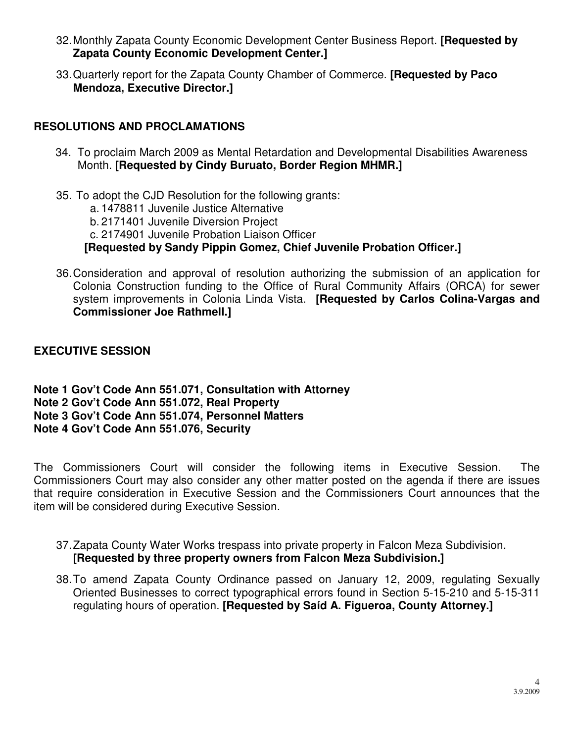32. Monthly Zapata County Economic Development Center Business Report. **[Requested by Zapata County Economic Development Center.]**

33. Quarterly report for the Zapata County Chamber of Commerce. **[Requested by Paco Mendoza, Executive Director.]**

## RESOLUTIONS AND PROCLAMATIONS

34. To proclaim March 2009 as Mental Retardation and Developmental Disabilities Awareness Month. **[Requested by Cindy Buruato, Border Region MHMR.]**

35. To adopt the CJD Resolution for the following grants:
    a. 1478811 Juvenile Justice Alternative
    b. 2171401 Juvenile Diversion Project
    c. 2174901 Juvenile Probation Liaison Officer
    **[Requested by Sandy Pippin Gomez, Chief Juvenile Probation Officer.]**

36. Consideration and approval of resolution authorizing the submission of an application for Colonia Construction funding to the Office of Rural Community Affairs (ORCA) for sewer system improvements in Colonia Linda Vista. **[Requested by Carlos Colina-Vargas and Commissioner Joe Rathmell.]**

## EXECUTIVE SESSION

**Note 1 Gov't Code Ann 551.071, Consultation with Attorney**
**Note 2 Gov't Code Ann 551.072, Real Property**
**Note 3 Gov't Code Ann 551.074, Personnel Matters**
**Note 4 Gov't Code Ann 551.076, Security**

The Commissioners Court will consider the following items in Executive Session. The Commissioners Court may also consider any other matter posted on the agenda if there are issues that require consideration in Executive Session and the Commissioners Court announces that the item will be considered during Executive Session.

37. Zapata County Water Works trespass into private property in Falcon Meza Subdivision. **[Requested by three property owners from Falcon Meza Subdivision.]**

38. To amend Zapata County Ordinance passed on January 12, 2009, regulating Sexually Oriented Businesses to correct typographical errors found in Section 5-15-210 and 5-15-311 regulating hours of operation. **[Requested by Saíd A. Figueroa, County Attorney.]**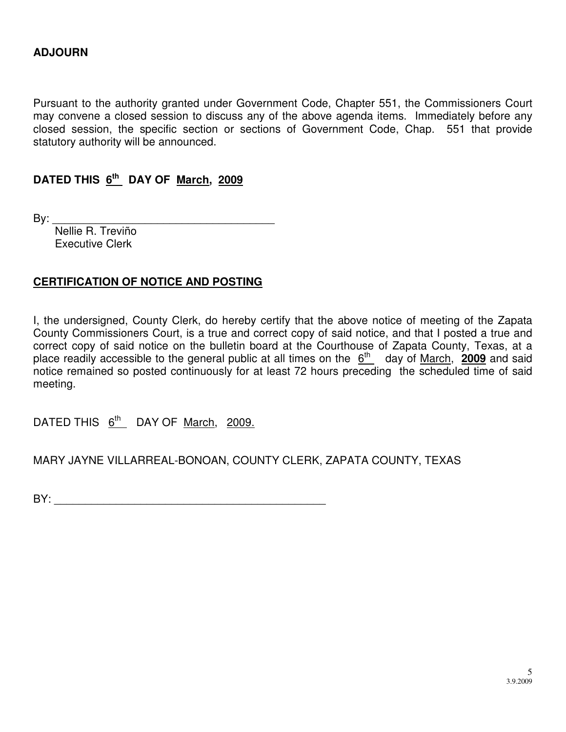**ADJOURN**

Pursuant to the authority granted under Government Code, Chapter 551, the Commissioners Court may convene a closed session to discuss any of the above agenda items. Immediately before any closed session, the specific section or sections of Government Code, Chap. 551 that provide statutory authority will be announced.

**DATED THIS 6th DAY OF March, 2009**

By: ____________________________________

Nellie R. Treviño
Executive Clerk

## CERTIFICATION OF NOTICE AND POSTING

I, the undersigned, County Clerk, do hereby certify that the above notice of meeting of the Zapata County Commissioners Court, is a true and correct copy of said notice, and that I posted a true and correct copy of said notice on the bulletin board at the Courthouse of Zapata County, Texas, at a place readily accessible to the general public at all times on the 6th day of March, **2009** and said notice remained so posted continuously for at least 72 hours preceding the scheduled time of said meeting.

DATED THIS 6th DAY OF March, 2009.

MARY JAYNE VILLARREAL-BONOAN, COUNTY CLERK, ZAPATA COUNTY, TEXAS

BY: ____________________________________________

3.9.2009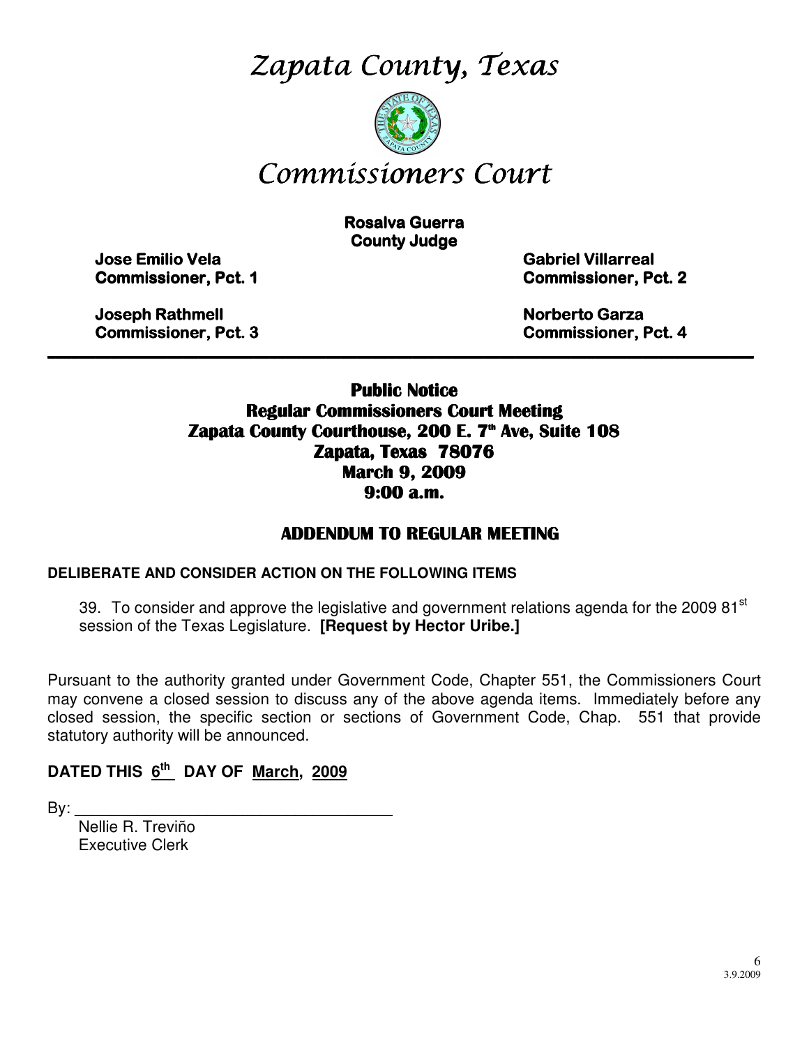# Zapata County, Texas

# Commissioners Court

**Rosalva Guerra**
**County Judge**

**Jose Emilio Vela**
**Commissioner, Pct. 1**

**Gabriel Villarreal**
**Commissioner, Pct. 2**

**Joseph Rathmell**
**Commissioner, Pct. 3**

**Norberto Garza**
**Commissioner, Pct. 4**

---

## Public Notice
## Regular Commissioners Court Meeting
## Zapata County Courthouse, 200 E. 7th Ave, Suite 108
## Zapata, Texas 78076
## March 9, 2009
## 9:00 a.m.

## ADDENDUM TO REGULAR MEETING

**DELIBERATE AND CONSIDER ACTION ON THE FOLLOWING ITEMS**

39. To consider and approve the legislative and government relations agenda for the 2009 81st session of the Texas Legislature. **[Request by Hector Uribe.]**

Pursuant to the authority granted under Government Code, Chapter 551, the Commissioners Court may convene a closed session to discuss any of the above agenda items. Immediately before any closed session, the specific section or sections of Government Code, Chap. 551 that provide statutory authority will be announced.

**DATED THIS 6th DAY OF March, 2009**

By: ____________________________________

Nellie R. Treviño
Executive Clerk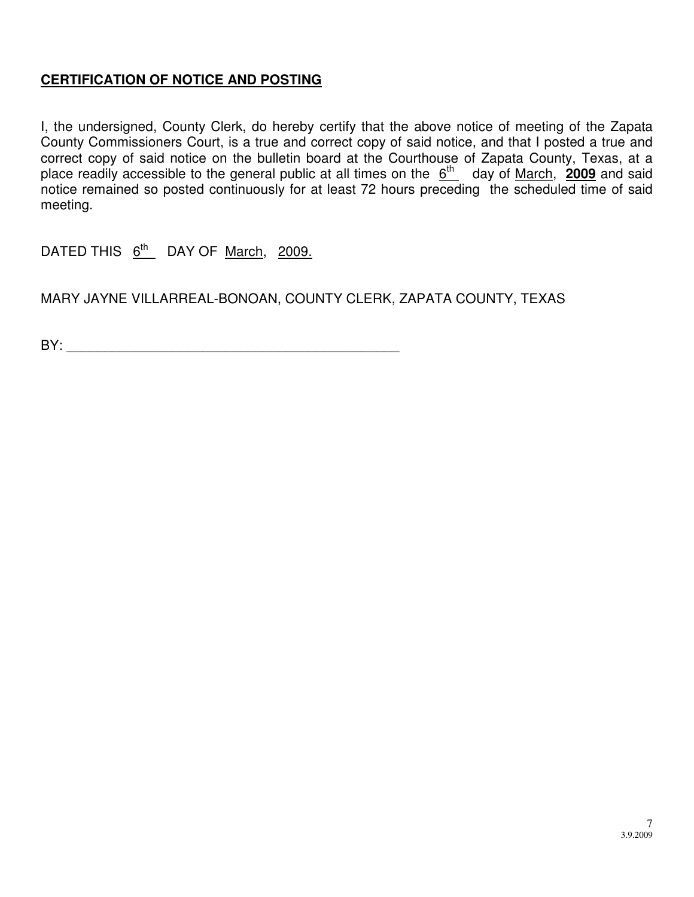**CERTIFICATION OF NOTICE AND POSTING**

I, the undersigned, County Clerk, do hereby certify that the above notice of meeting of the Zapata County Commissioners Court, is a true and correct copy of said notice, and that I posted a true and correct copy of said notice on the bulletin board at the Courthouse of Zapata County, Texas, at a place readily accessible to the general public at all times on the 6th day of March, **2009** and said notice remained so posted continuously for at least 72 hours preceding the scheduled time of said meeting.

DATED THIS 6th DAY OF March, 2009.

MARY JAYNE VILLARREAL-BONOAN, COUNTY CLERK, ZAPATA COUNTY, TEXAS

BY: _______________________________________________

3.9.2009